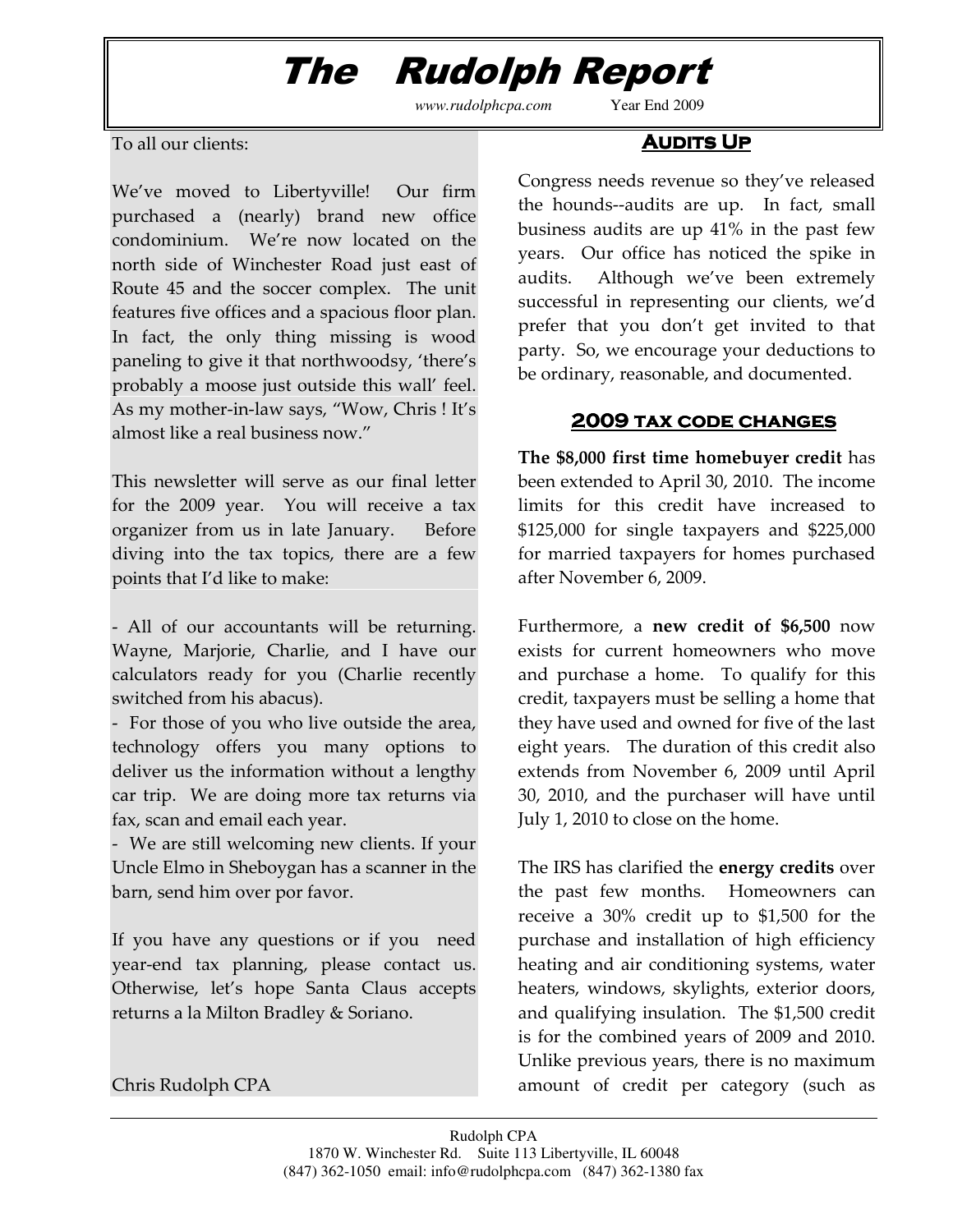# The Rudolph Report

*www.rudolphcpa.com* Year End 2009

To all our clients:

We've moved to Libertyville! Our firm purchased a (nearly) brand new office condominium. We're now located on the north side of Winchester Road just east of Route 45 and the soccer complex. The unit features five offices and a spacious floor plan. In fact, the only thing missing is wood paneling to give it that northwoodsy, 'there's probably a moose just outside this wall' feel. As my mother-in-law says, "Wow, Chris ! It's almost like a real business now."

This newsletter will serve as our final letter for the 2009 year. You will receive a tax organizer from us in late January. Before diving into the tax topics, there are a few points that I'd like to make:

- All of our accountants will be returning. Wayne, Marjorie, Charlie, and I have our calculators ready for you (Charlie recently switched from his abacus).
- For those of you who live outside the area, technology offers you many options to deliver us the information without a lengthy car trip. We are doing more tax returns via fax, scan and email each year.
- We are still welcoming new clients. If your Uncle Elmo in Sheboygan has a scanner in the barn, send him over por favor.

If you have any questions or if you need year-end tax planning, please contact us. Otherwise, let's hope Santa Claus accepts returns a la Milton Bradley & Soriano.

Chris Rudolph CPA

## Audits Up

Congress needs revenue so they've released the hounds--audits are up. In fact, small business audits are up 41% in the past few years. Our office has noticed the spike in audits. Although we've been extremely successful in representing our clients, we'd prefer that you don't get invited to that party. So, we encourage your deductions to be ordinary, reasonable, and documented.

## 2009 tax code changes

**The $8,000 first time homebuyer credit** has been extended to April 30, 2010. The income limits for this credit have increased to $125,000 for single taxpayers and $225,000 for married taxpayers for homes purchased after November 6, 2009.

Furthermore, a **new credit of $6,500** now exists for current homeowners who move and purchase a home. To qualify for this credit, taxpayers must be selling a home that they have used and owned for five of the last eight years. The duration of this credit also extends from November 6, 2009 until April 30, 2010, and the purchaser will have until July 1, 2010 to close on the home.

The IRS has clarified the **energy credits** over the past few months. Homeowners can receive a 30% credit up to $1,500 for the purchase and installation of high efficiency heating and air conditioning systems, water heaters, windows, skylights, exterior doors, and qualifying insulation. The $1,500 credit is for the combined years of 2009 and 2010. Unlike previous years, there is no maximum amount of credit per category (such as

Rudolph CPA
1870 W. Winchester Rd. Suite 113 Libertyville, IL 60048
(847) 362-1050 email: info@rudolphcpa.com (847) 362-1380 fax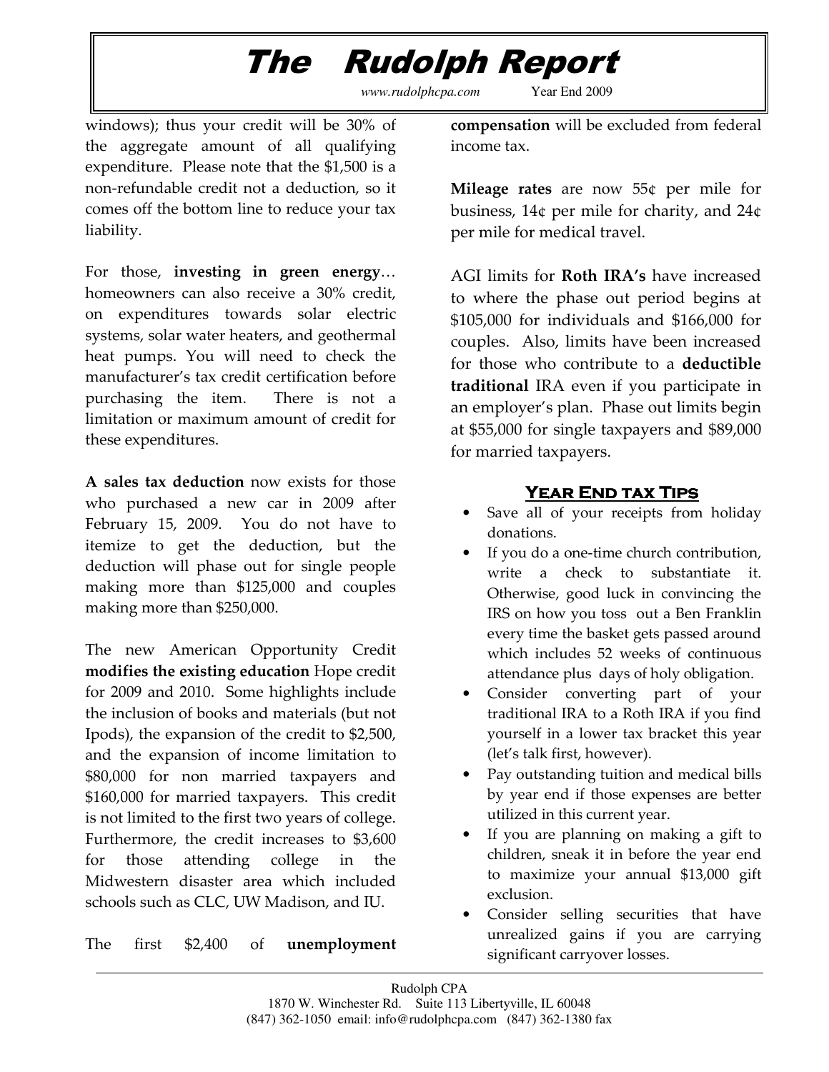windows); thus your credit will be 30% of the aggregate amount of all qualifying expenditure. Please note that the $1,500 is a non-refundable credit not a deduction, so it comes off the bottom line to reduce your tax liability.

For those, **investing in green energy**… homeowners can also receive a 30% credit, on expenditures towards solar electric systems, solar water heaters, and geothermal heat pumps. You will need to check the manufacturer's tax credit certification before purchasing the item. There is not a limitation or maximum amount of credit for these expenditures.

**A sales tax deduction** now exists for those who purchased a new car in 2009 after February 15, 2009. You do not have to itemize to get the deduction, but the deduction will phase out for single people making more than $125,000 and couples making more than $250,000.

The new American Opportunity Credit **modifies the existing education** Hope credit for 2009 and 2010. Some highlights include the inclusion of books and materials (but not Ipods), the expansion of the credit to $2,500, and the expansion of income limitation to $80,000 for non married taxpayers and $160,000 for married taxpayers. This credit is not limited to the first two years of college. Furthermore, the credit increases to $3,600 for those attending college in the Midwestern disaster area which included schools such as CLC, UW Madison, and IU.

The first $2,400 of **unemployment compensation** will be excluded from federal income tax.

**Mileage rates** are now 55¢ per mile for business, 14¢ per mile for charity, and 24¢ per mile for medical travel.

AGI limits for **Roth IRA's** have increased to where the phase out period begins at $105,000 for individuals and $166,000 for couples. Also, limits have been increased for those who contribute to a **deductible traditional** IRA even if you participate in an employer's plan. Phase out limits begin at $55,000 for single taxpayers and $89,000 for married taxpayers.

## Year End tax Tips

- Save all of your receipts from holiday donations.
- If you do a one-time church contribution, write a check to substantiate it. Otherwise, good luck in convincing the IRS on how you toss out a Ben Franklin every time the basket gets passed around which includes 52 weeks of continuous attendance plus days of holy obligation.
- Consider converting part of your traditional IRA to a Roth IRA if you find yourself in a lower tax bracket this year (let's talk first, however).
- Pay outstanding tuition and medical bills by year end if those expenses are better utilized in this current year.
- If you are planning on making a gift to children, sneak it in before the year end to maximize your annual $13,000 gift exclusion.
- Consider selling securities that have unrealized gains if you are carrying significant carryover losses.

Rudolph CPA
1870 W. Winchester Rd. Suite 113 Libertyville, IL 60048
(847) 362-1050 email: info@rudolphcpa.com (847) 362-1380 fax